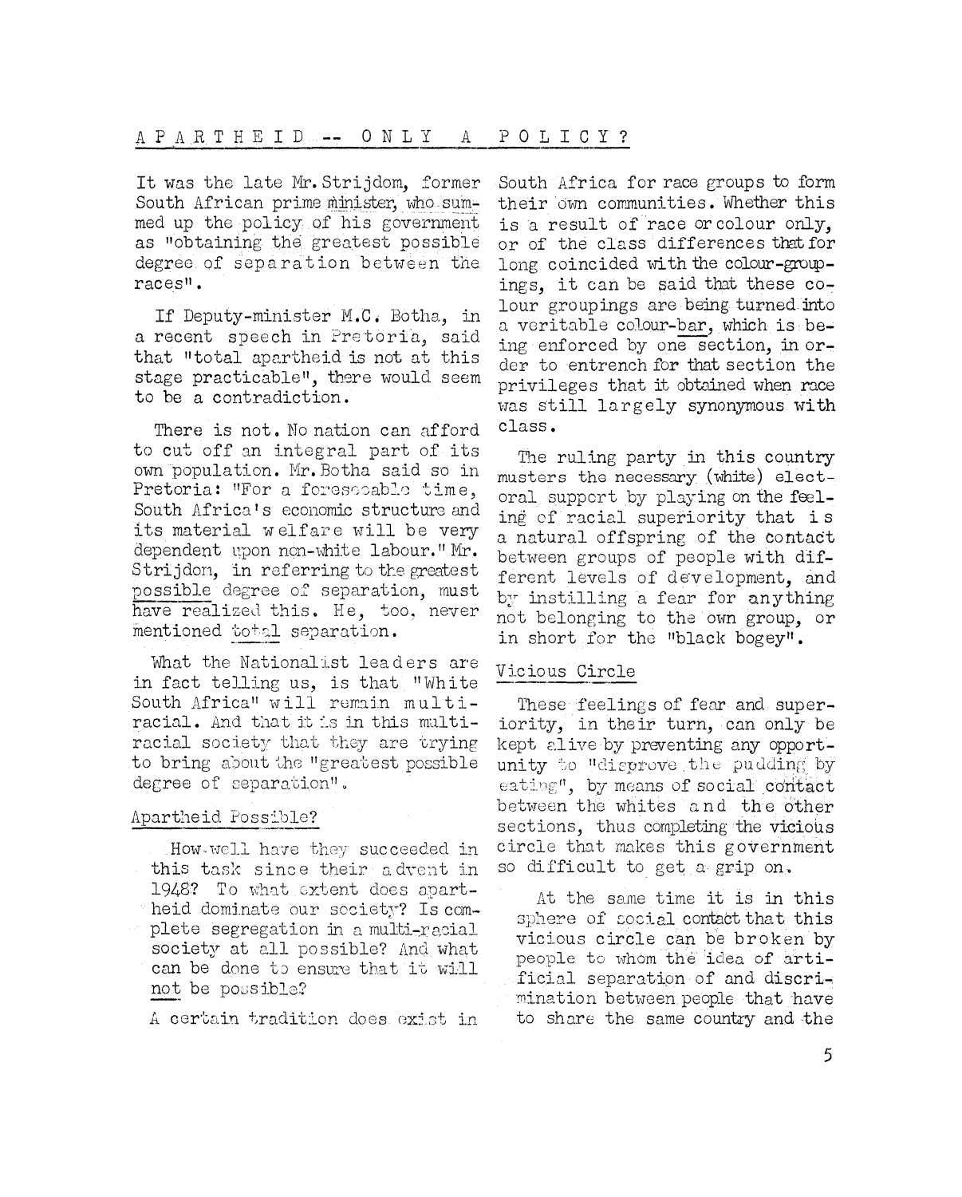# APARTHEID -- ONLY A POLICY?

It was the late Mr. Strijdom, former South African prime minister, who summed up the policy of his government as "obtaining the greatest possible degree of separation between the races".

If Deputy-minister M.C. Botha, in a recent speech in Pretoria, said that "total apartheid is not at this stage practicable", there would seem to be a contradiction.

There is not. No nation can afford to cut off an integral part of its own population. Mr. Botha said so in Pretoria: "For a foreseeable time, South Africa's economic structure and its material welfare will be very dependent upon non-white labour." Mr. Strijdom, in referring to the greatest possible degree of separation, must have realized this. He, too, never mentioned total separation.

What the Nationalist leaders are in fact telling us, is that "White South Africa" will remain multiracial. And that it is in this multiracial society that they are trying to bring about the "greatest possible degree of separation".

## Apartheid Possible?

How well have they succeeded in this task since their advent in 1948? To what extent does apartheid dominate our society? Is complete segregation in a multi-racial society at all possible? And what can be done to ensure that it will not be possible?

A certain tradition does exist in South Africa for race groups to form their own communities. Whether this is a result of race or colour only, or of the class differences that for long coincided with the colour-groupings, it can be said that these colour groupings are being turned into a veritable colour-bar, which is being enforced by one section, in order to entrench for that section the privileges that it obtained when race was still largely synonymous with class.

The ruling party in this country musters the necessary (white) electoral support by playing on the feeling of racial superiority that is a natural offspring of the contact between groups of people with different levels of development, and by instilling a fear for anything not belonging to the own group, or in short for the "black bogey".

## Vicious Circle

These feelings of fear and superiority, in their turn, can only be kept alive by preventing any opportunity to "disprove the pudding by eating", by means of social contact between the whites and the other sections, thus completing the vicious circle that makes this government so difficult to get a grip on.

At the same time it is in this sphere of social contact that this vicious circle can be broken by people to whom the idea of artificial separation of and discrimination between people that have to share the same country and the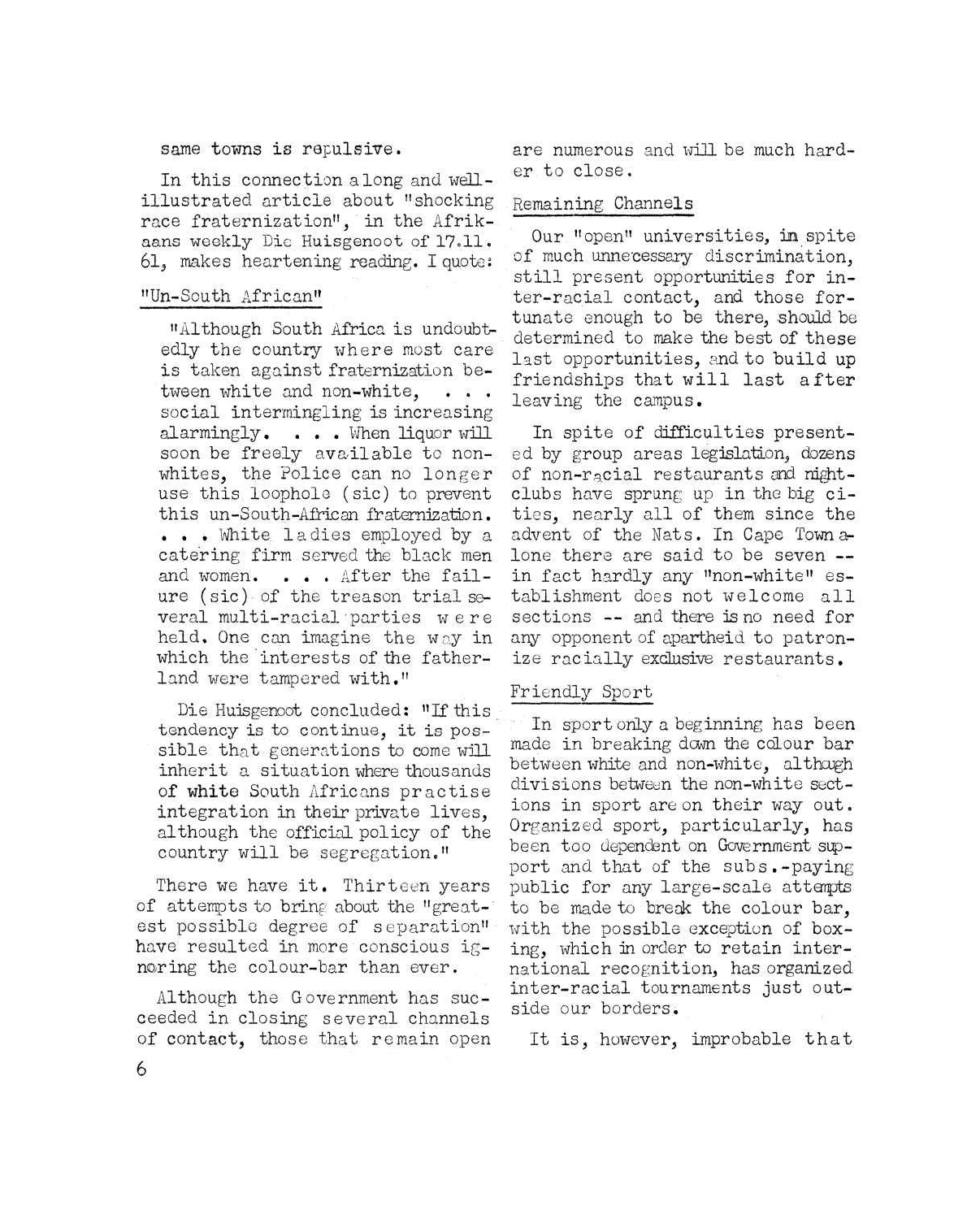same towns is repulsive.

In this connection a long and well-illustrated article about "shocking race fraternization", in the Afrikaans weekly Die Huisgenoot of 17.11. 61, makes heartening reading. I quote:

## "Un-South African"

> "Although South Africa is undoubtedly the country where most care is taken against fraternization between white and non-white, . . . social intermingling is increasing alarmingly. . . . When liquor will soon be freely available to non-whites, the Police can no longer use this loophole (sic) to prevent this un-South-African fraternization. . . . White ladies employed by a catering firm served the black men and women. . . . After the failure (sic) of the treason trial several multi-racial parties were held. One can imagine the way in which the interests of the fatherland were tampered with."

> Die Huisgenoot concluded: "If this tendency is to continue, it is possible that generations to come will inherit a situation where thousands of white South Africans practise integration in their private lives, although the official policy of the country will be segregation."

There we have it. Thirteen years of attempts to bring about the "greatest possible degree of separation" have resulted in more conscious ignoring the colour-bar than ever.

Although the Government has succeeded in closing several channels of contact, those that remain open are numerous and will be much harder to close.

## Remaining Channels

Our "open" universities, in spite of much unnecessary discrimination, still present opportunities for inter-racial contact, and those fortunate enough to be there, should be determined to make the best of these last opportunities, and to build up friendships that will last after leaving the campus.

In spite of difficulties presented by group areas legislation, dozens of non-racial restaurants and night-clubs have sprung up in the big cities, nearly all of them since the advent of the Nats. In Cape Town alone there are said to be seven -- in fact hardly any "non-white" establishment does not welcome all sections -- and there is no need for any opponent of apartheid to patronize racially exclusive restaurants.

## Friendly Sport

In sport only a beginning has been made in breaking down the colour bar between white and non-white, although divisions between the non-white sections in sport are on their way out. Organized sport, particularly, has been too dependent on Government support and that of the subs.-paying public for any large-scale attempts to be made to break the colour bar, with the possible exception of boxing, which in order to retain international recognition, has organized inter-racial tournaments just outside our borders.

It is, however, improbable that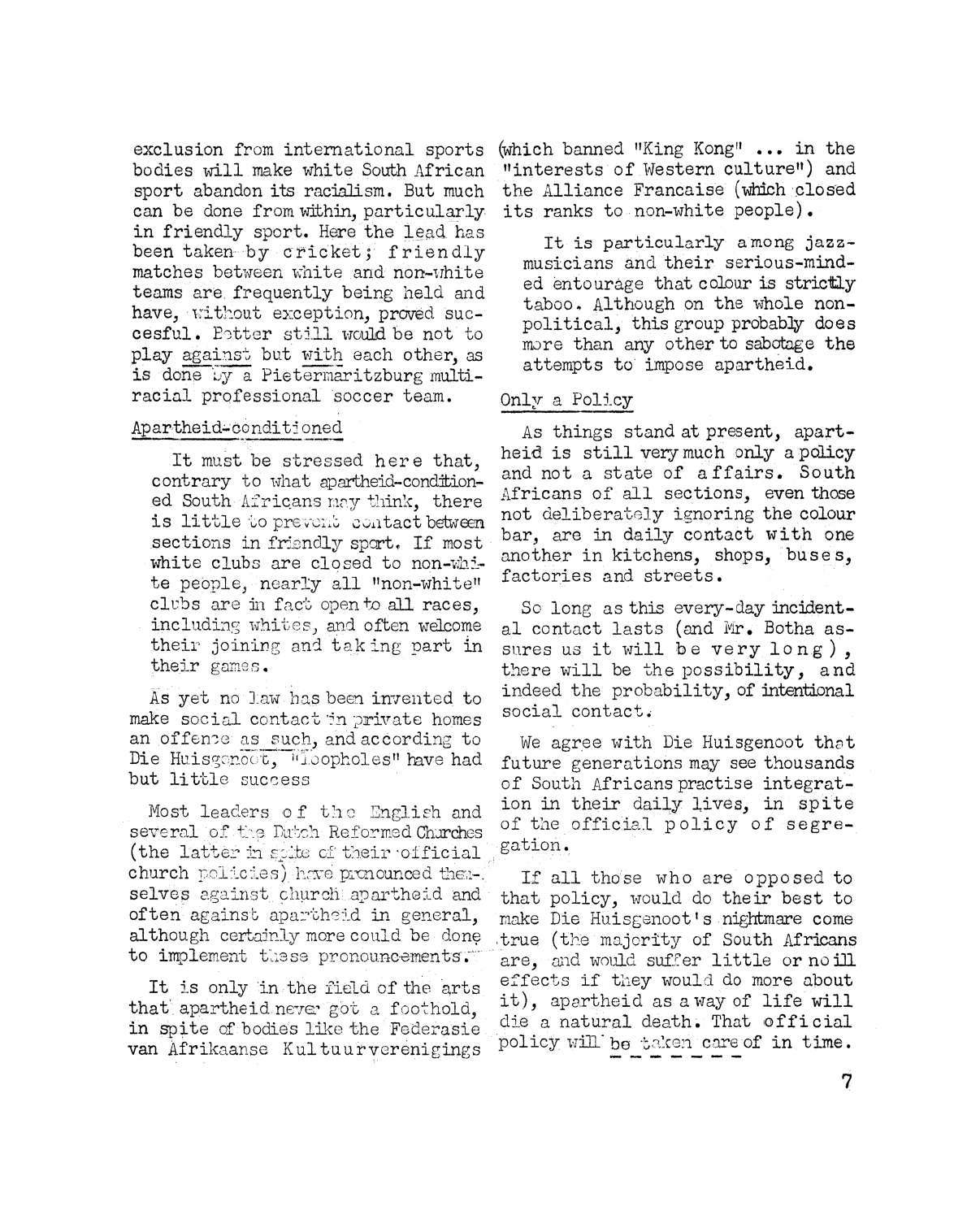exclusion from international sports bodies will make white South African sport abandon its racialism. But much can be done from within, particularly in friendly sport. Here the lead has been taken by cricket; friendly matches between white and non-white teams are frequently being held and have, without exception, proved succesful. Better still would be not to play <u>against</u> but <u>with</u> each other, as is done by a Pietermaritzburg multi-racial professional soccer team.

## Apartheid-conditioned

It must be stressed here that, contrary to what apartheid-conditioned South Africans may think, there is little to prevent contact between sections in friendly sport. If most white clubs are closed to non-white people, nearly all "non-white" clubs are in fact open to all races, including whites, and often welcome their joining and taking part in their games.

As yet no law has been invented to make social contact in private homes an offence <u>as such</u>, and according to Die Huisgenoot, "loopholes" have had but little success

Most leaders of the English and several of the Dutch Reformed Churches (the latter in spite of their official church policies) have pronounced themselves against church apartheid and often against apartheid in general, although certainly more could be done to implement these pronouncements.

It is only in the field of the arts that apartheid never got a foothold, in spite of bodies like the Federasie van Afrikaanse Kultuurverenigings (which banned "King Kong" ... in the "interests of Western culture") and the Alliance Francaise (which closed its ranks to non-white people).

It is particularly among jazz-musicians and their serious-minded entourage that colour is strictly taboo. Although on the whole non-political, this group probably does more than any other to sabotage the attempts to impose apartheid.

## Only a Policy

As things stand at present, apartheid is still very much only a policy and not a state of affairs. South Africans of all sections, even those not deliberately ignoring the colour bar, are in daily contact with one another in kitchens, shops, buses, factories and streets.

So long as this every-day incidental contact lasts (and Mr. Botha assures us it will be very long), there will be the possibility, and indeed the probability, of intentional social contact.

We agree with Die Huisgenoot that future generations may see thousands of South Africans practise integration in their daily lives, in spite of the official policy of segregation.

If all those who are opposed to that policy, would do their best to make Die Huisgenoot's nightmare come true (the majority of South Africans are, and would suffer little or no ill effects if they would do more about it), apartheid as a way of life will die a natural death. That official policy will be taken care of in time.

- - - - - -